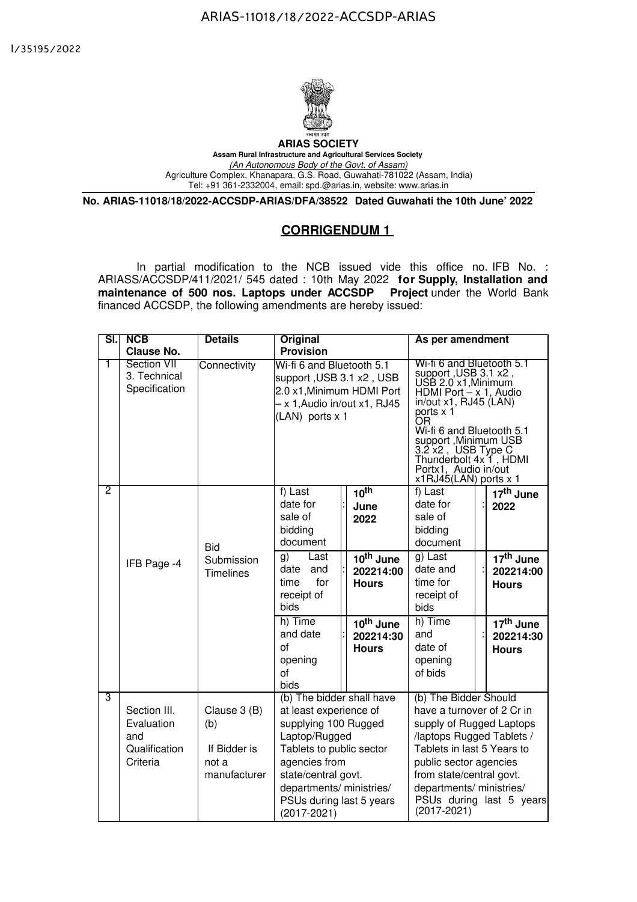ARIAS-11018/18/2022-ACCSDP-ARIAS

I/35195/2022

**ARIAS SOCIETY**

**Assam Rural Infrastructure and Agricultural Services Society**

*(An Autonomous Body of the Govt. of Assam)*

Agriculture Complex, Khanapara, G.S. Road, Guwahati-781022 (Assam, India)

Tel: +91 361-2332004, email: spd.@arias.in, website: www.arias.in

**No. ARIAS-11018/18/2022-ACCSDP-ARIAS/DFA/38522 Dated Guwahati the 10th June' 2022**

## CORRIGENDUM 1

In partial modification to the NCB issued vide this office no. IFB No. : ARIASS/ACCSDP/411/2021/ 545 dated : 10th May 2022 **for Supply, Installation and maintenance of 500 nos. Laptops under ACCSDP Project** under the World Bank financed ACCSDP, the following amendments are hereby issued:

| Sl. | NCB Clause No. | Details | Original Provision | | | As per amendment | | |
|---|---|---|---|---|---|---|---|---|
| 1 | Section VII 3. Technical Specification | Connectivity | Wi-fi 6 and Bluetooth 5.1 support ,USB 3.1 x2 , USB 2.0 x1,Minimum HDMI Port – x 1,Audio in/out x1, RJ45 (LAN) ports x 1 | | | Wi-fi 6 and Bluetooth 5.1 support ,USB 3.1 x2 , USB 2.0 x1,Minimum HDMI Port – x 1, Audio in/out x1, RJ45 (LAN) ports x 1 OR Wi-fi 6 and Bluetooth 5.1 support ,Minimum USB 3.2 x2 , USB Type C Thunderbolt 4x 1 , HDMI Portx1, Audio in/out x1RJ45(LAN) ports x 1 | | |
| 2 | IFB Page -4 | Bid Submission Timelines | f) Last date for sale of bidding document | : | **10th June 2022** | f) Last date for sale of bidding document | : | **17th June 2022** |
| | | | g) Last date and time for receipt of bids | : | **10th June 202214:00 Hours** | g) Last date and time for receipt of bids | : | **17th June 202214:00 Hours** |
| | | | h) Time and date of opening of bids | : | **10th June 202214:30 Hours** | h) Time and date of opening of bids | : | **17th June 202214:30 Hours** |
| 3 | Section III. Evaluation and Qualification Criteria | Clause 3 (B) (b) If Bidder is not a manufacturer | (b) The bidder shall have at least experience of supplying 100 Rugged Laptop/Rugged Tablets to public sector agencies from state/central govt. departments/ ministries/ PSUs during last 5 years (2017-2021) | | | (b) The Bidder Should have a turnover of 2 Cr in supply of Rugged Laptops /laptops Rugged Tablets / Tablets in last 5 Years to public sector agencies from state/central govt. departments/ ministries/ PSUs during last 5 years (2017-2021) | | |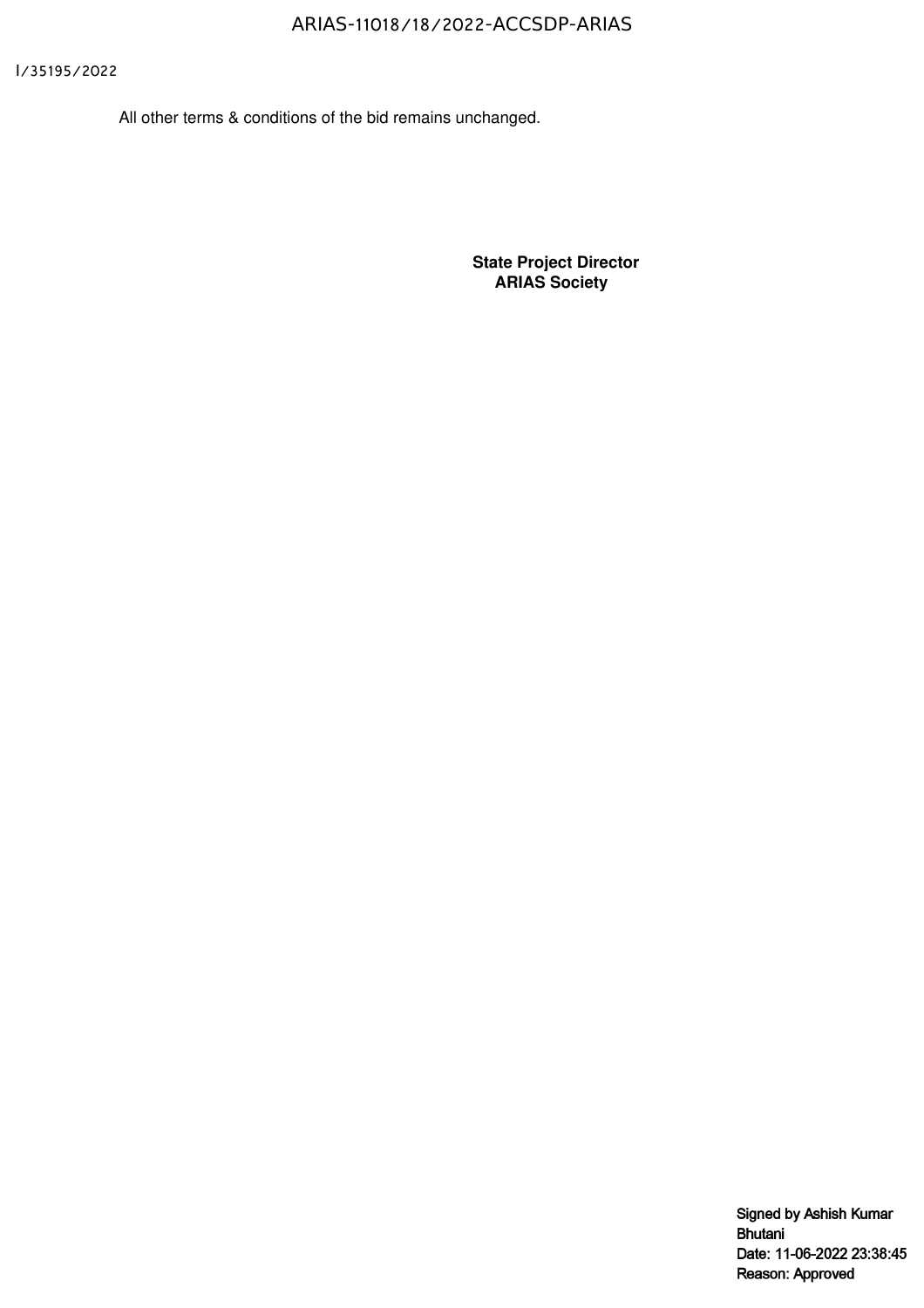ARIAS-11018/18/2022-ACCSDP-ARIAS

I/35195/2022

All other terms & conditions of the bid remains unchanged.

**State Project Director**
**ARIAS Society**

Signed by Ashish Kumar Bhutani
Date: 11-06-2022 23:38:45
Reason: Approved